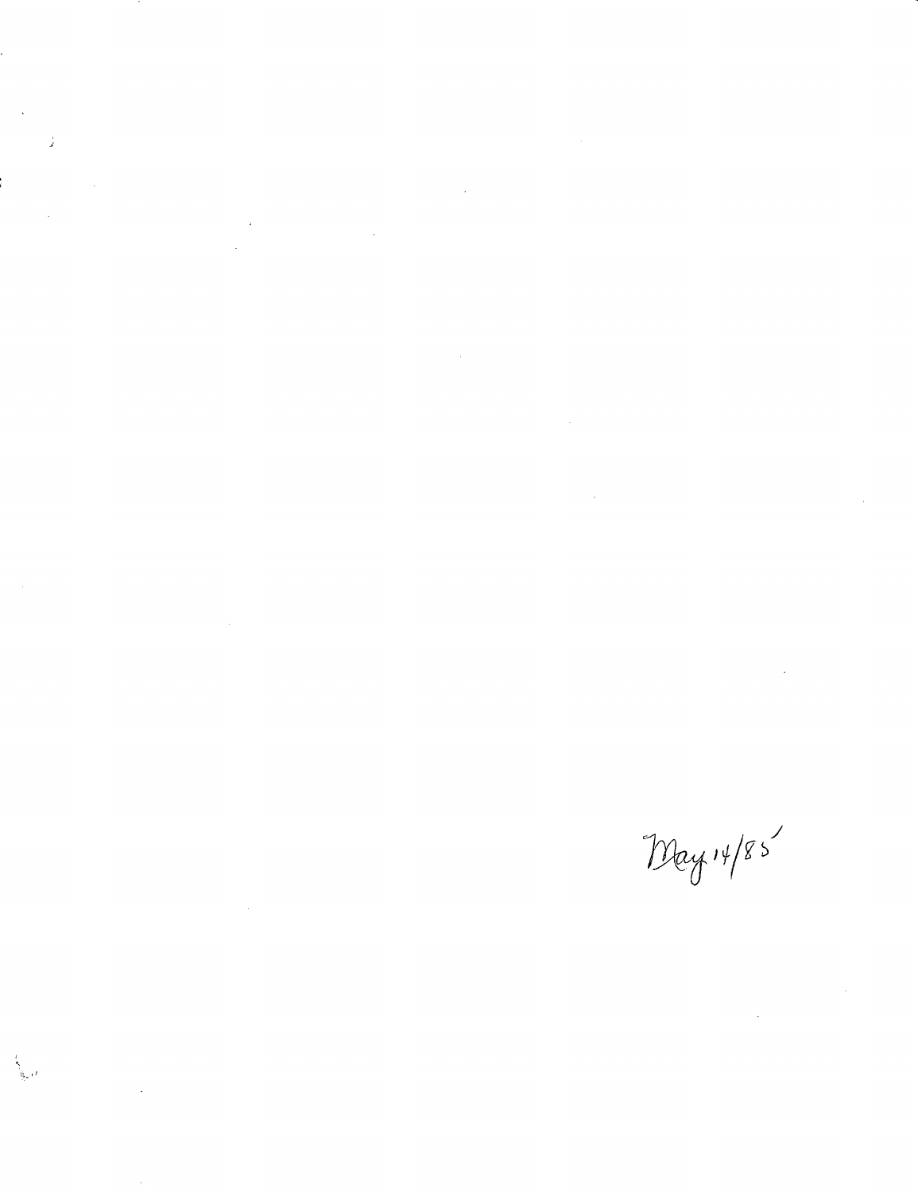May 14/85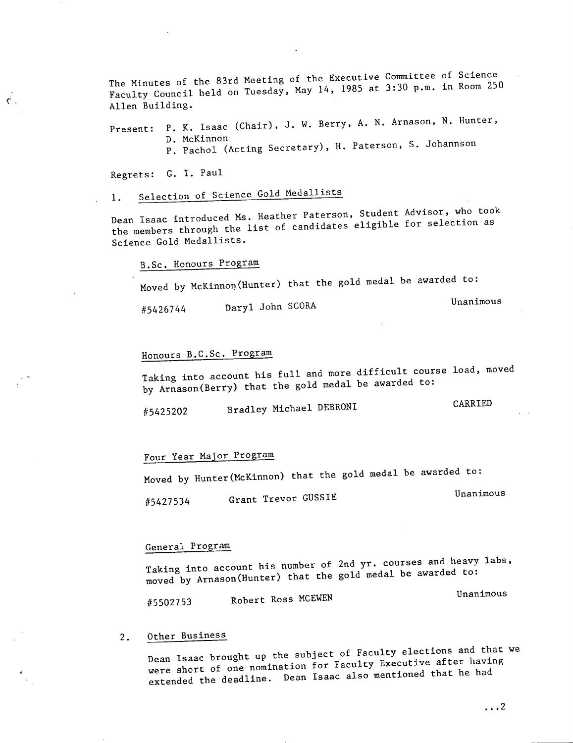The Minutes of the 83rd Meeting of the Executive Committee of Science Faculty Council held on Tuesday, May 14, 1985 at 3:30 p.m. in Room 250 Allen Building.

Present: P. K. Isaac (Chair), J. W. Berry, A. N. Arnason, N. Hunter, D. McKinnon
P. Pachol (Acting Secretary), H. Paterson, S. Johannson

Regrets: G. I. Paul

1. Selection of Science Gold Medallists

Dean Isaac introduced Ms. Heather Paterson, Student Advisor, who took the members through the list of candidates eligible for selection as Science Gold Medallists.

B.Sc. Honours Program

Moved by McKinnon(Hunter) that the gold medal be awarded to:

#5426744 Daryl John SCORA — Unanimous

Honours B.C.Sc. Program

Taking into account his full and more difficult course load, moved by Arnason(Berry) that the gold medal be awarded to:

#5425202 Bradley Michael DEBRONI — CARRIED

Four Year Major Program

Moved by Hunter(McKinnon) that the gold medal be awarded to:

#5427534 Grant Trevor GUSSIE — Unanimous

General Program

Taking into account his number of 2nd yr. courses and heavy labs, moved by Arnason(Hunter) that the gold medal be awarded to:

#5502753 Robert Ross MCEWEN — Unanimous

2. Other Business

Dean Isaac brought up the subject of Faculty elections and that we were short of one nomination for Faculty Executive after having extended the deadline. Dean Isaac also mentioned that he had

...2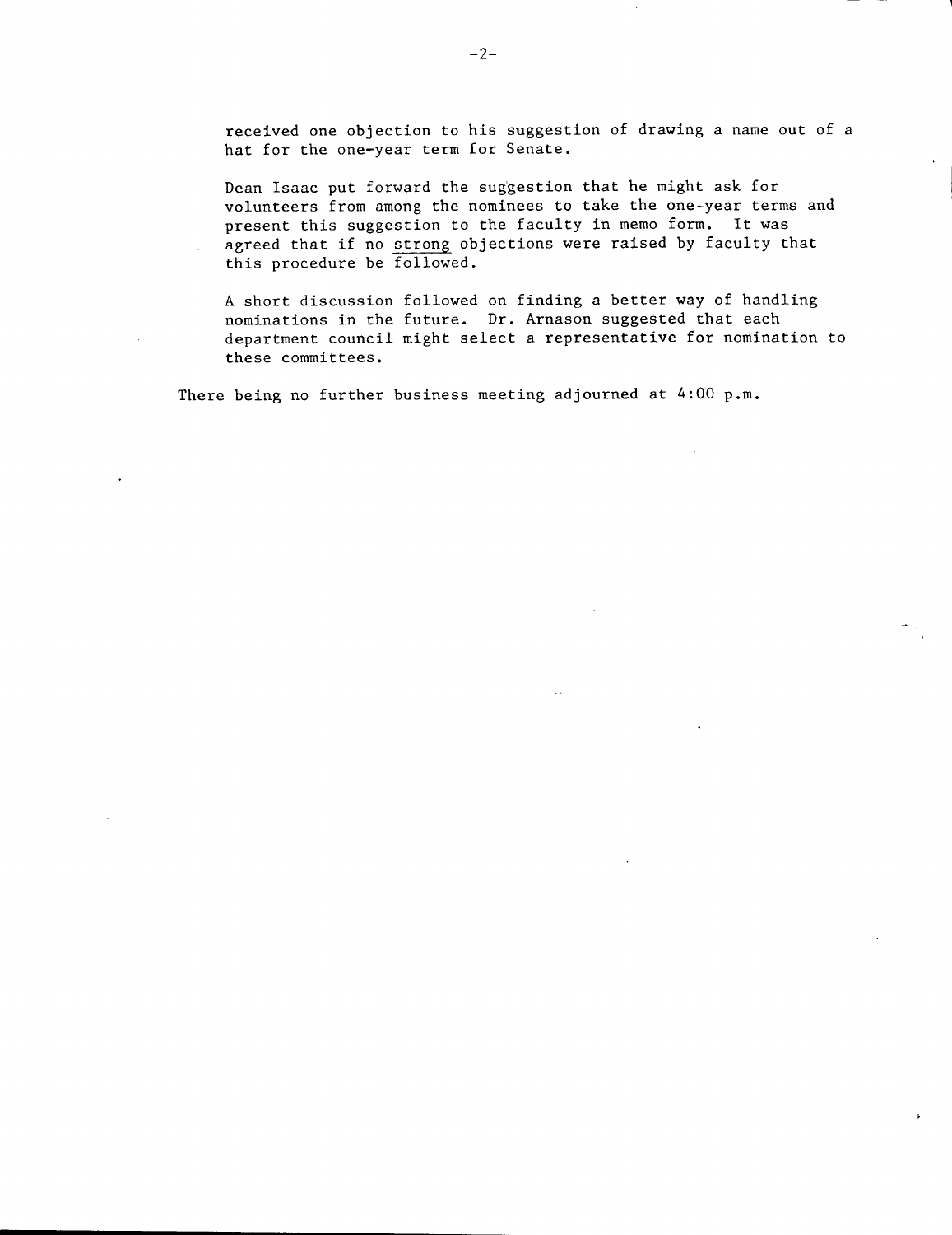received one objection to his suggestion of drawing a name out of a hat for the one-year term for Senate.

Dean Isaac put forward the suggestion that he might ask for volunteers from among the nominees to take the one-year terms and present this suggestion to the faculty in memo form. It was agreed that if no <u>strong</u> objections were raised by faculty that this procedure be followed.

A short discussion followed on finding a better way of handling nominations in the future. Dr. Arnason suggested that each department council might select a representative for nomination to these committees.

There being no further business meeting adjourned at 4:00 p.m.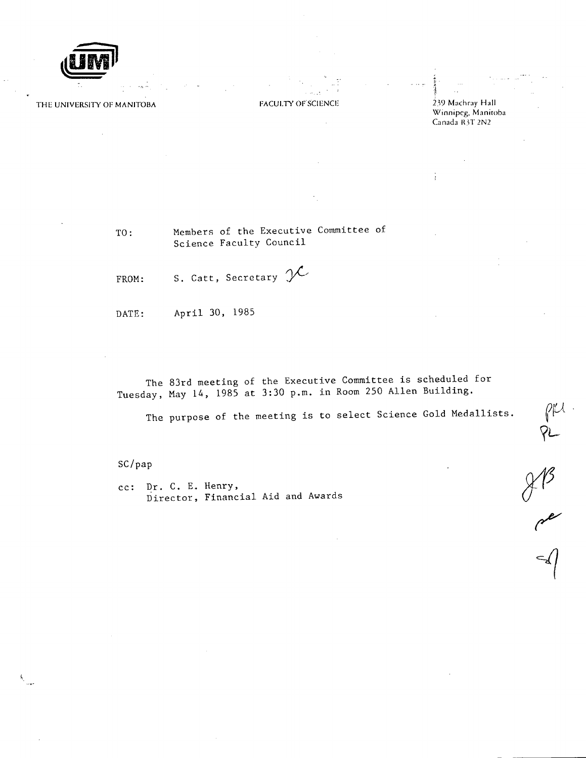THE UNIVERSITY OF MANITOBA

FACULTY OF SCIENCE

239 Machray Hall
Winnipeg, Manitoba
Canada R3T 2N2

TO: Members of the Executive Committee of Science Faculty Council

FROM: S. Catt, Secretary

DATE: April 30, 1985

The 83rd meeting of the Executive Committee is scheduled for Tuesday, May 14, 1985 at 3:30 p.m. in Room 250 Allen Building.

The purpose of the meeting is to select Science Gold Medallists.

SC/pap

cc: Dr. C. E. Henry,
Director, Financial Aid and Awards